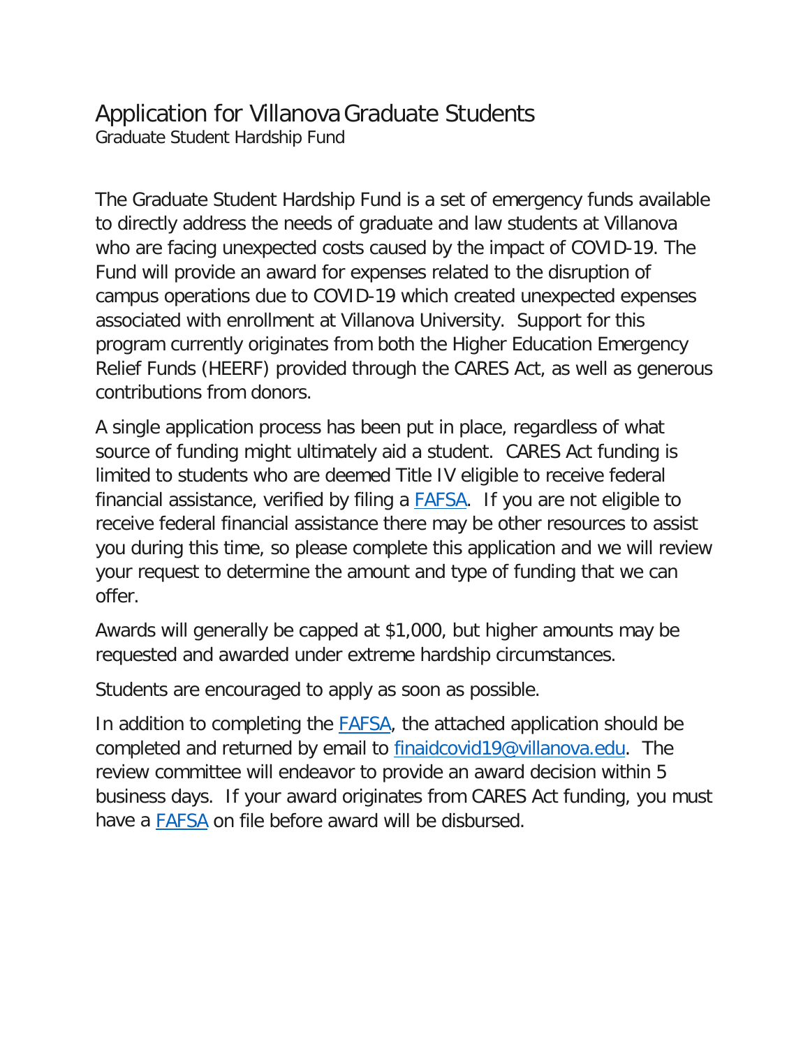# Application for Villanova Graduate Students

Graduate Student Hardship Fund

The Graduate Student Hardship Fund is a set of emergency funds available to directly address the needs of graduate and law students at Villanova who are facing unexpected costs caused by the impact of COVID-19. The Fund will provide an award for expenses related to the disruption of campus operations due to COVID-19 which created unexpected expenses associated with enrollment at Villanova University. Support for this program currently originates from both the Higher Education Emergency Relief Funds (HEERF) provided through the CARES Act, as well as generous contributions from donors.

A single application process has been put in place, regardless of what source of funding might ultimately aid a student. CARES Act funding is limited to students who are deemed Title IV eligible to receive federal financial assistance, verified by filing a FAFSA. If you are not eligible to receive federal financial assistance there may be other resources to assist you during this time, so please complete this application and we will review your request to determine the amount and type of funding that we can offer.

Awards will generally be capped at $1,000, but higher amounts may be requested and awarded under extreme hardship circumstances.

Students are encouraged to apply as soon as possible.

In addition to completing the FAFSA, the attached application should be completed and returned by email to finaidcovid19@villanova.edu. The review committee will endeavor to provide an award decision within 5 business days. If your award originates from CARES Act funding, you must have a FAFSA on file before award will be disbursed.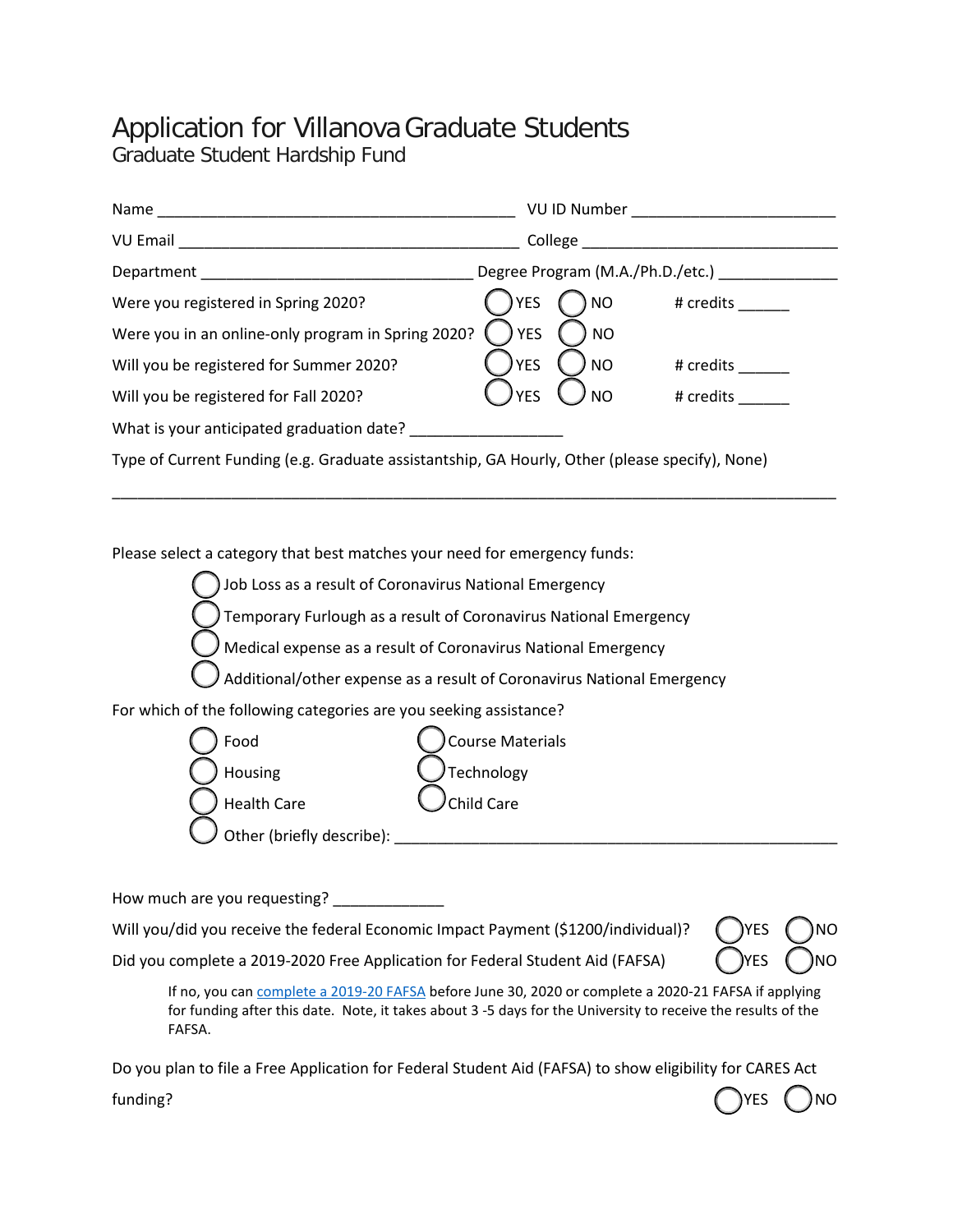# Application for Villanova Graduate Students

## Graduate Student Hardship Fund

Name ________________________________________ VU ID Number ______________________

VU Email _____________________________________ College ____________________________

Department ______________________________ Degree Program (M.A./Ph.D./etc.) _____________

Were you registered in Spring 2020? ◯ YES ◯ NO # credits ______

Were you in an online-only program in Spring 2020? ◯ YES ◯ NO

Will you be registered for Summer 2020? ◯ YES ◯ NO # credits ______

Will you be registered for Fall 2020? ◯ YES ◯ NO # credits ______

What is your anticipated graduation date? _________________

Type of Current Funding (e.g. Graduate assistantship, GA Hourly, Other (please specify), None)

_______________________________________________________________________________

Please select a category that best matches your need for emergency funds:

- ◯ Job Loss as a result of Coronavirus National Emergency
- ◯ Temporary Furlough as a result of Coronavirus National Emergency
- ◯ Medical expense as a result of Coronavirus National Emergency
- ◯ Additional/other expense as a result of Coronavirus National Emergency

For which of the following categories are you seeking assistance?

- ◯ Food
- ◯ Housing
- ◯ Health Care
- ◯ Course Materials
- ◯ Technology
- ◯ Child Care
- ◯ Other (briefly describe): ______________________________________________

How much are you requesting? _____________

Will you/did you receive the federal Economic Impact Payment ($1200/individual)? ◯ YES ◯ NO

Did you complete a 2019-2020 Free Application for Federal Student Aid (FAFSA) ◯ YES ◯ NO

If no, you can complete a 2019-20 FAFSA before June 30, 2020 or complete a 2020-21 FAFSA if applying for funding after this date. Note, it takes about 3 -5 days for the University to receive the results of the FAFSA.

Do you plan to file a Free Application for Federal Student Aid (FAFSA) to show eligibility for CARES Act funding? ◯ YES ◯ NO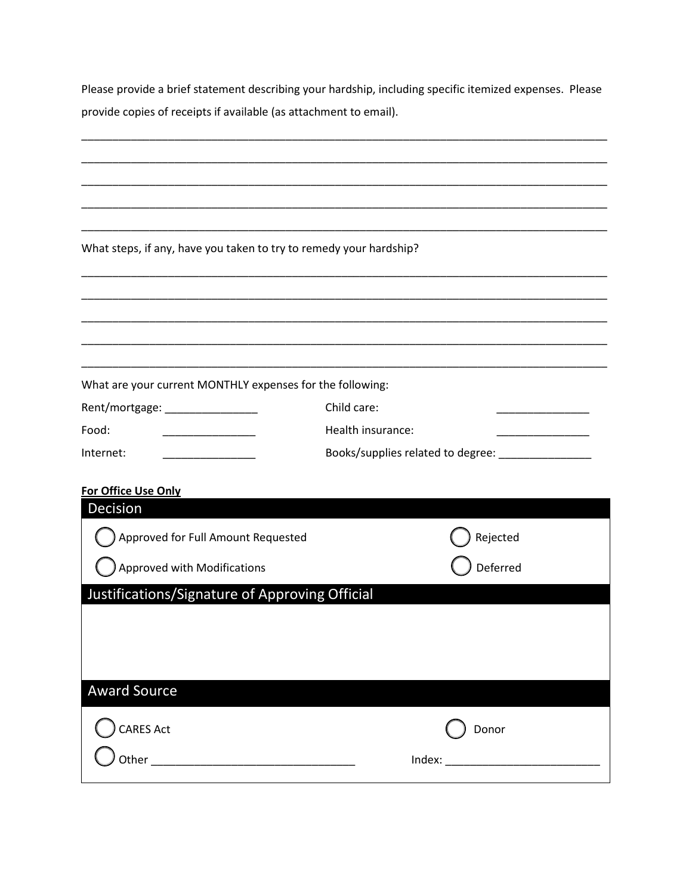Please provide a brief statement describing your hardship, including specific itemized expenses. Please provide copies of receipts if available (as attachment to email).

___________________________________________________________________________________

___________________________________________________________________________________

___________________________________________________________________________________

___________________________________________________________________________________

___________________________________________________________________________________

What steps, if any, have you taken to try to remedy your hardship?

___________________________________________________________________________________

___________________________________________________________________________________

___________________________________________________________________________________

___________________________________________________________________________________

___________________________________________________________________________________

What are your current MONTHLY expenses for the following:

Rent/mortgage: _______________

Food: _______________

Internet: _______________

Child care: _______________

Health insurance: _______________

Books/supplies related to degree: _______________

**For Office Use Only**

## Decision

◯ Approved for Full Amount Requested

◯ Approved with Modifications

◯ Rejected

◯ Deferred

## Justifications/Signature of Approving Official

## Award Source

◯ CARES Act

◯ Other _________________________________

◯ Donor

Index: _________________________